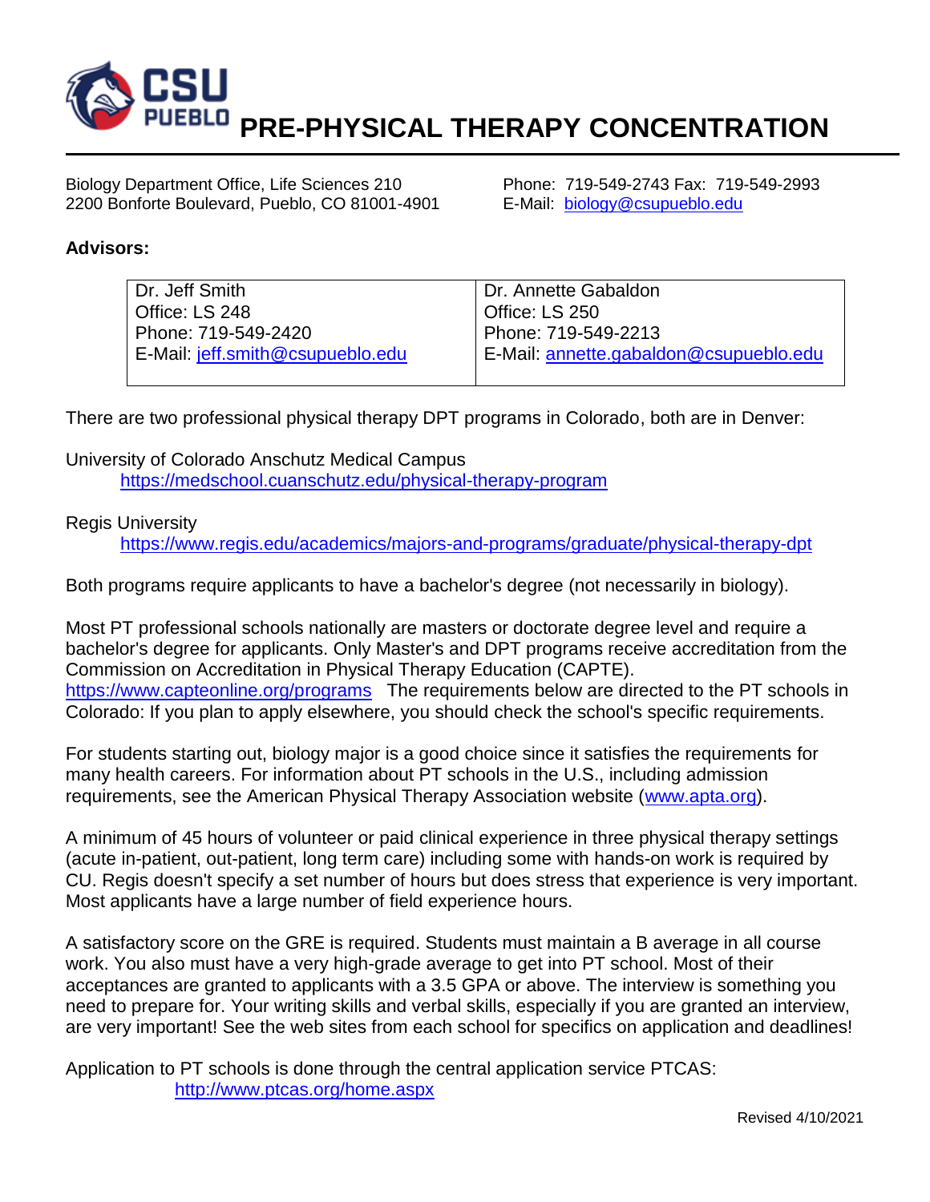# PRE-PHYSICAL THERAPY CONCENTRATION

Biology Department Office, Life Sciences 210
2200 Bonforte Boulevard, Pueblo, CO 81001-4901

Phone: 719-549-2743 Fax: 719-549-2993
E-Mail: biology@csupueblo.edu

**Advisors:**

| Dr. Jeff Smith<br>Office: LS 248<br>Phone: 719-549-2420<br>E-Mail: jeff.smith@csupueblo.edu | Dr. Annette Gabaldon<br>Office: LS 250<br>Phone: 719-549-2213<br>E-Mail: annette.gabaldon@csupueblo.edu |
|---|---|

There are two professional physical therapy DPT programs in Colorado, both are in Denver:

University of Colorado Anschutz Medical Campus
https://medschool.cuanschutz.edu/physical-therapy-program

Regis University
https://www.regis.edu/academics/majors-and-programs/graduate/physical-therapy-dpt

Both programs require applicants to have a bachelor's degree (not necessarily in biology).

Most PT professional schools nationally are masters or doctorate degree level and require a bachelor's degree for applicants. Only Master's and DPT programs receive accreditation from the Commission on Accreditation in Physical Therapy Education (CAPTE). https://www.capteonline.org/programs The requirements below are directed to the PT schools in Colorado: If you plan to apply elsewhere, you should check the school's specific requirements.

For students starting out, biology major is a good choice since it satisfies the requirements for many health careers. For information about PT schools in the U.S., including admission requirements, see the American Physical Therapy Association website (www.apta.org).

A minimum of 45 hours of volunteer or paid clinical experience in three physical therapy settings (acute in-patient, out-patient, long term care) including some with hands-on work is required by CU. Regis doesn't specify a set number of hours but does stress that experience is very important. Most applicants have a large number of field experience hours.

A satisfactory score on the GRE is required. Students must maintain a B average in all course work. You also must have a very high-grade average to get into PT school. Most of their acceptances are granted to applicants with a 3.5 GPA or above. The interview is something you need to prepare for. Your writing skills and verbal skills, especially if you are granted an interview, are very important! See the web sites from each school for specifics on application and deadlines!

Application to PT schools is done through the central application service PTCAS:
http://www.ptcas.org/home.aspx

Revised 4/10/2021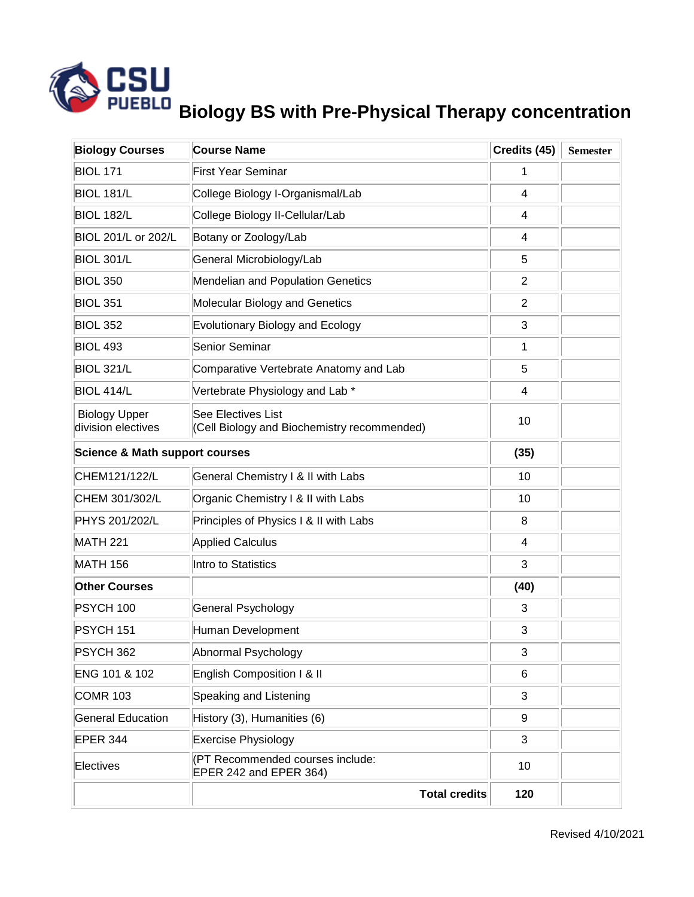# Biology BS with Pre-Physical Therapy concentration

| Biology Courses | Course Name | Credits (45) | Semester |
|---|---|---|---|
| BIOL 171 | First Year Seminar | 1 | |
| BIOL 181/L | College Biology I-Organismal/Lab | 4 | |
| BIOL 182/L | College Biology II-Cellular/Lab | 4 | |
| BIOL 201/L or 202/L | Botany or Zoology/Lab | 4 | |
| BIOL 301/L | General Microbiology/Lab | 5 | |
| BIOL 350 | Mendelian and Population Genetics | 2 | |
| BIOL 351 | Molecular Biology and Genetics | 2 | |
| BIOL 352 | Evolutionary Biology and Ecology | 3 | |
| BIOL 493 | Senior Seminar | 1 | |
| BIOL 321/L | Comparative Vertebrate Anatomy and Lab | 5 | |
| BIOL 414/L | Vertebrate Physiology and Lab * | 4 | |
| Biology Upper division electives | See Electives List (Cell Biology and Biochemistry recommended) | 10 | |
| **Science & Math support courses** | | **(35)** | |
| CHEM121/122/L | General Chemistry I & II with Labs | 10 | |
| CHEM 301/302/L | Organic Chemistry I & II with Labs | 10 | |
| PHYS 201/202/L | Principles of Physics I & II with Labs | 8 | |
| MATH 221 | Applied Calculus | 4 | |
| MATH 156 | Intro to Statistics | 3 | |
| **Other Courses** | | **(40)** | |
| PSYCH 100 | General Psychology | 3 | |
| PSYCH 151 | Human Development | 3 | |
| PSYCH 362 | Abnormal Psychology | 3 | |
| ENG 101 & 102 | English Composition I & II | 6 | |
| COMR 103 | Speaking and Listening | 3 | |
| General Education | History (3), Humanities (6) | 9 | |
| EPER 344 | Exercise Physiology | 3 | |
| Electives | (PT Recommended courses include: EPER 242 and EPER 364) | 10 | |
| | **Total credits** | **120** | |

Revised 4/10/2021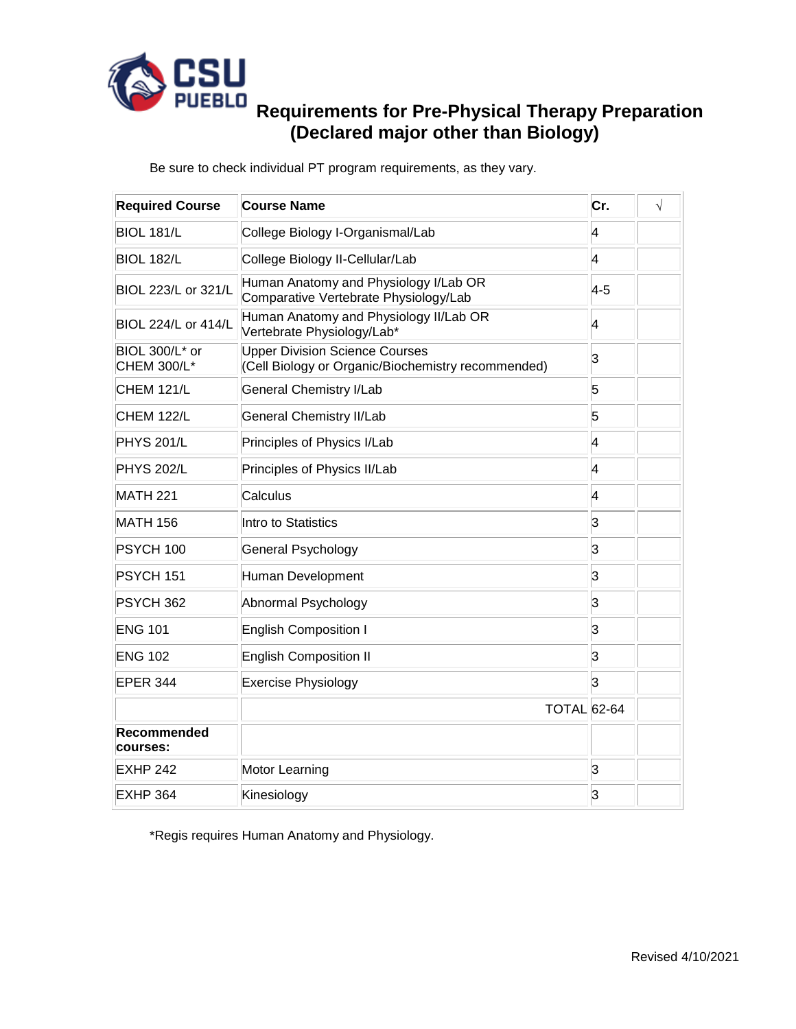# Requirements for Pre-Physical Therapy Preparation (Declared major other than Biology)

Be sure to check individual PT program requirements, as they vary.

| Required Course | Course Name | Cr. | √ |
|---|---|---|---|
| BIOL 181/L | College Biology I-Organismal/Lab | 4 | |
| BIOL 182/L | College Biology II-Cellular/Lab | 4 | |
| BIOL 223/L or 321/L | Human Anatomy and Physiology I/Lab OR Comparative Vertebrate Physiology/Lab | 4-5 | |
| BIOL 224/L or 414/L | Human Anatomy and Physiology II/Lab OR Vertebrate Physiology/Lab* | 4 | |
| BIOL 300/L* or CHEM 300/L* | Upper Division Science Courses (Cell Biology or Organic/Biochemistry recommended) | 3 | |
| CHEM 121/L | General Chemistry I/Lab | 5 | |
| CHEM 122/L | General Chemistry II/Lab | 5 | |
| PHYS 201/L | Principles of Physics I/Lab | 4 | |
| PHYS 202/L | Principles of Physics II/Lab | 4 | |
| MATH 221 | Calculus | 4 | |
| MATH 156 | Intro to Statistics | 3 | |
| PSYCH 100 | General Psychology | 3 | |
| PSYCH 151 | Human Development | 3 | |
| PSYCH 362 | Abnormal Psychology | 3 | |
| ENG 101 | English Composition I | 3 | |
| ENG 102 | English Composition II | 3 | |
| EPER 344 | Exercise Physiology | 3 | |
| | TOTAL | 62-64 | |
| **Recommended courses:** | | | |
| EXHP 242 | Motor Learning | 3 | |
| EXHP 364 | Kinesiology | 3 | |

*Regis requires Human Anatomy and Physiology.

Revised 4/10/2021